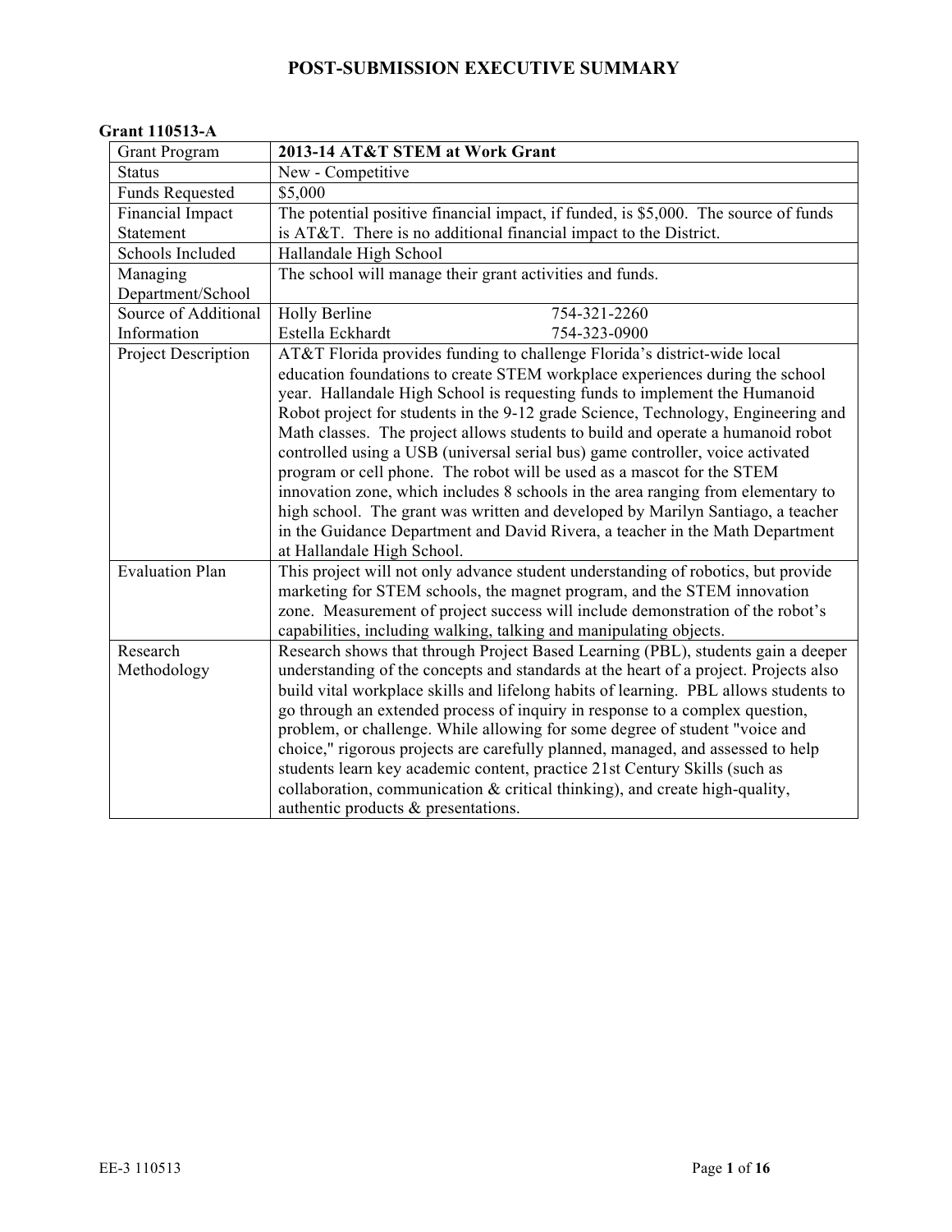# POST-SUBMISSION EXECUTIVE SUMMARY

**Grant 110513-A**

| Grant Program | **2013-14 AT&T STEM at Work Grant** |
|---|---|
| Status | New - Competitive |
| Funds Requested | $5,000 |
| Financial Impact Statement | The potential positive financial impact, if funded, is $5,000. The source of funds is AT&T. There is no additional financial impact to the District. |
| Schools Included | Hallandale High School |
| Managing Department/School | The school will manage their grant activities and funds. |
| Source of Additional Information | Holly Berline 754-321-2260<br>Estella Eckhardt 754-323-0900 |
| Project Description | AT&T Florida provides funding to challenge Florida's district-wide local education foundations to create STEM workplace experiences during the school year. Hallandale High School is requesting funds to implement the Humanoid Robot project for students in the 9-12 grade Science, Technology, Engineering and Math classes. The project allows students to build and operate a humanoid robot controlled using a USB (universal serial bus) game controller, voice activated program or cell phone. The robot will be used as a mascot for the STEM innovation zone, which includes 8 schools in the area ranging from elementary to high school. The grant was written and developed by Marilyn Santiago, a teacher in the Guidance Department and David Rivera, a teacher in the Math Department at Hallandale High School. |
| Evaluation Plan | This project will not only advance student understanding of robotics, but provide marketing for STEM schools, the magnet program, and the STEM innovation zone. Measurement of project success will include demonstration of the robot's capabilities, including walking, talking and manipulating objects. |
| Research Methodology | Research shows that through Project Based Learning (PBL), students gain a deeper understanding of the concepts and standards at the heart of a project. Projects also build vital workplace skills and lifelong habits of learning. PBL allows students to go through an extended process of inquiry in response to a complex question, problem, or challenge. While allowing for some degree of student "voice and choice," rigorous projects are carefully planned, managed, and assessed to help students learn key academic content, practice 21st Century Skills (such as collaboration, communication & critical thinking), and create high-quality, authentic products & presentations. |

EE-3 110513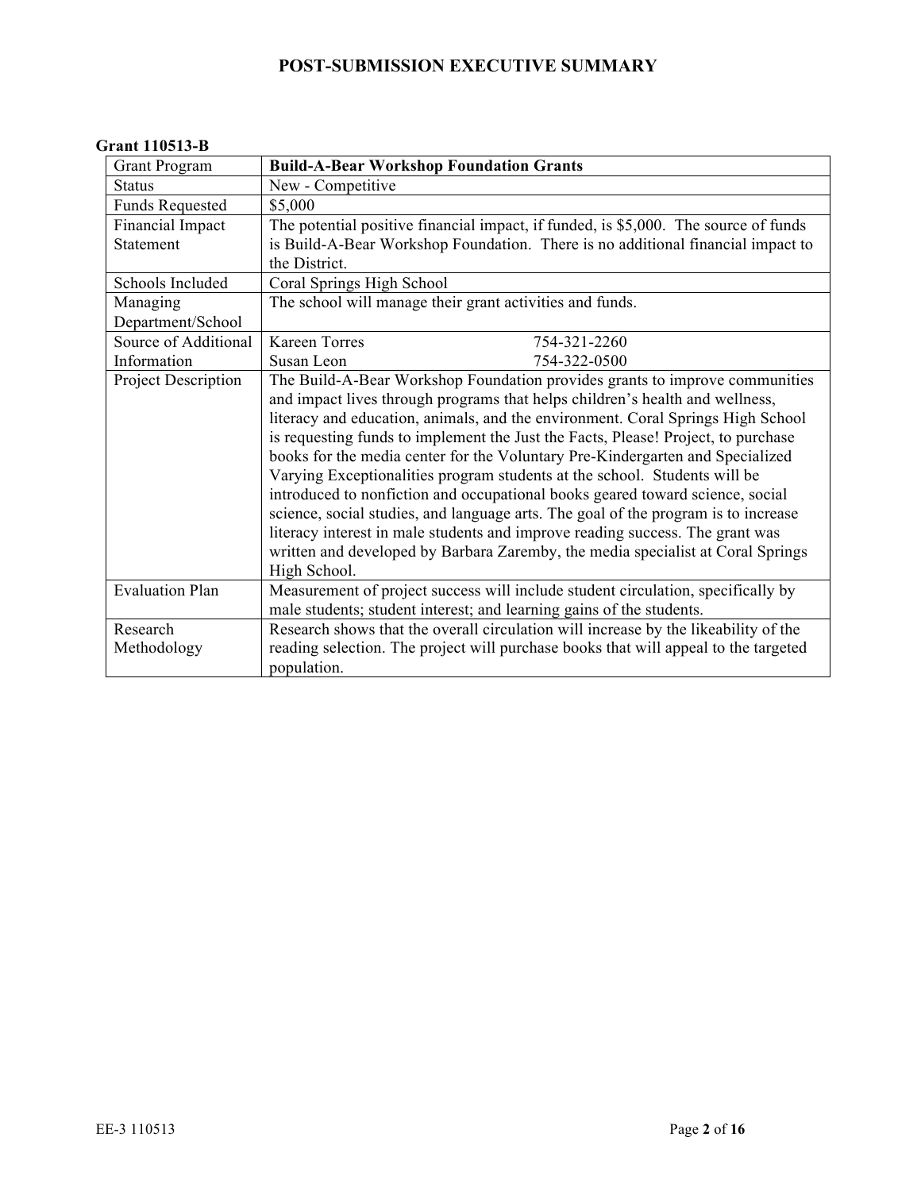# POST-SUBMISSION EXECUTIVE SUMMARY

**Grant 110513-B**

| Grant Program | **Build-A-Bear Workshop Foundation Grants** |
|---|---|
| Status | New - Competitive |
| Funds Requested | $5,000 |
| Financial Impact Statement | The potential positive financial impact, if funded, is $5,000. The source of funds is Build-A-Bear Workshop Foundation. There is no additional financial impact to the District. |
| Schools Included | Coral Springs High School |
| Managing Department/School | The school will manage their grant activities and funds. |
| Source of Additional Information | Kareen Torres 754-321-2260<br>Susan Leon 754-322-0500 |
| Project Description | The Build-A-Bear Workshop Foundation provides grants to improve communities and impact lives through programs that helps children's health and wellness, literacy and education, animals, and the environment. Coral Springs High School is requesting funds to implement the Just the Facts, Please! Project, to purchase books for the media center for the Voluntary Pre-Kindergarten and Specialized Varying Exceptionalities program students at the school. Students will be introduced to nonfiction and occupational books geared toward science, social science, social studies, and language arts. The goal of the program is to increase literacy interest in male students and improve reading success. The grant was written and developed by Barbara Zaremby, the media specialist at Coral Springs High School. |
| Evaluation Plan | Measurement of project success will include student circulation, specifically by male students; student interest; and learning gains of the students. |
| Research Methodology | Research shows that the overall circulation will increase by the likeability of the reading selection. The project will purchase books that will appeal to the targeted population. |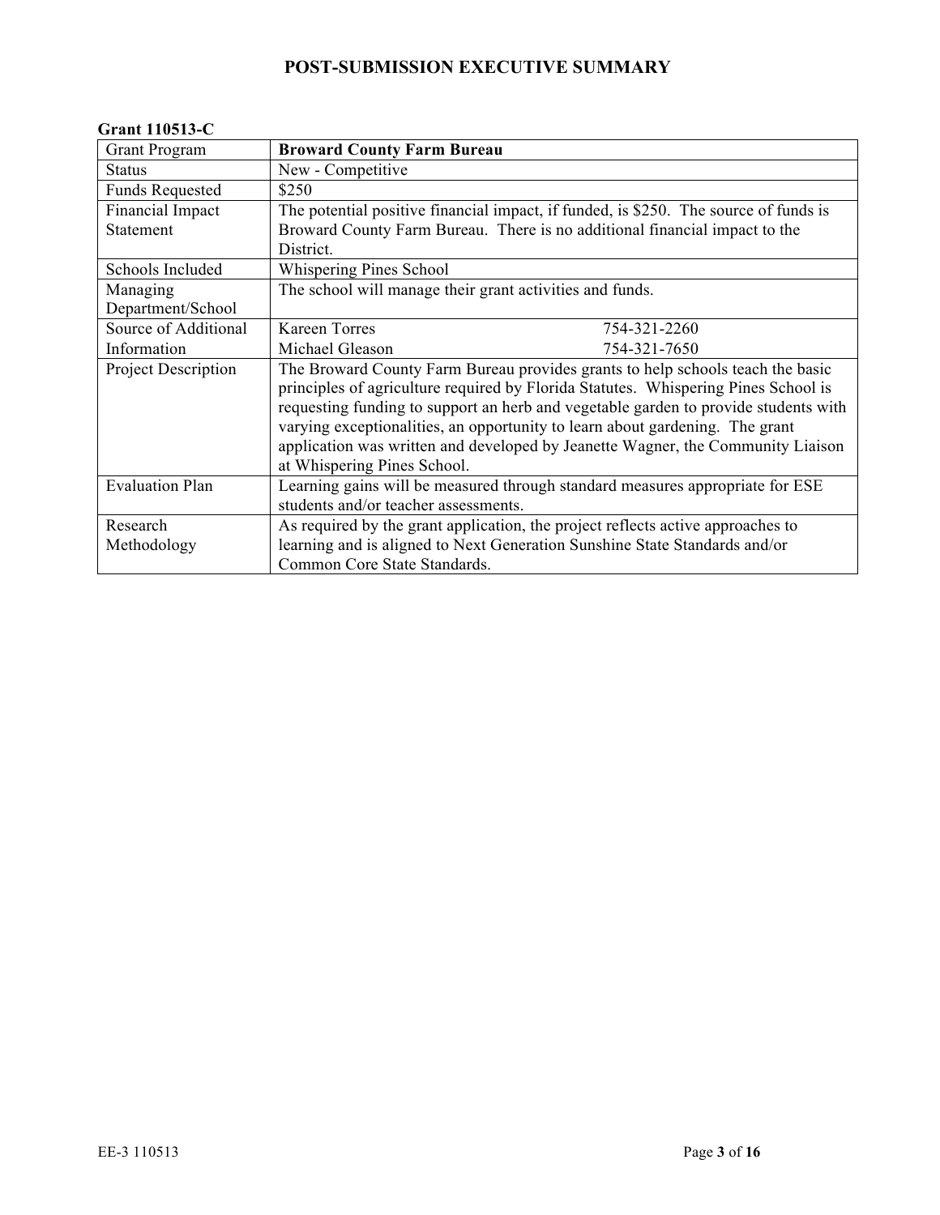# POST-SUBMISSION EXECUTIVE SUMMARY

**Grant 110513-C**

| Grant Program | **Broward County Farm Bureau** |
|---|---|
| Status | New - Competitive |
| Funds Requested | $250 |
| Financial Impact Statement | The potential positive financial impact, if funded, is $250. The source of funds is Broward County Farm Bureau. There is no additional financial impact to the District. |
| Schools Included | Whispering Pines School |
| Managing Department/School | The school will manage their grant activities and funds. |
| Source of Additional Information | Kareen Torres 754-321-2260<br>Michael Gleason 754-321-7650 |
| Project Description | The Broward County Farm Bureau provides grants to help schools teach the basic principles of agriculture required by Florida Statutes. Whispering Pines School is requesting funding to support an herb and vegetable garden to provide students with varying exceptionalities, an opportunity to learn about gardening. The grant application was written and developed by Jeanette Wagner, the Community Liaison at Whispering Pines School. |
| Evaluation Plan | Learning gains will be measured through standard measures appropriate for ESE students and/or teacher assessments. |
| Research Methodology | As required by the grant application, the project reflects active approaches to learning and is aligned to Next Generation Sunshine State Standards and/or Common Core State Standards. |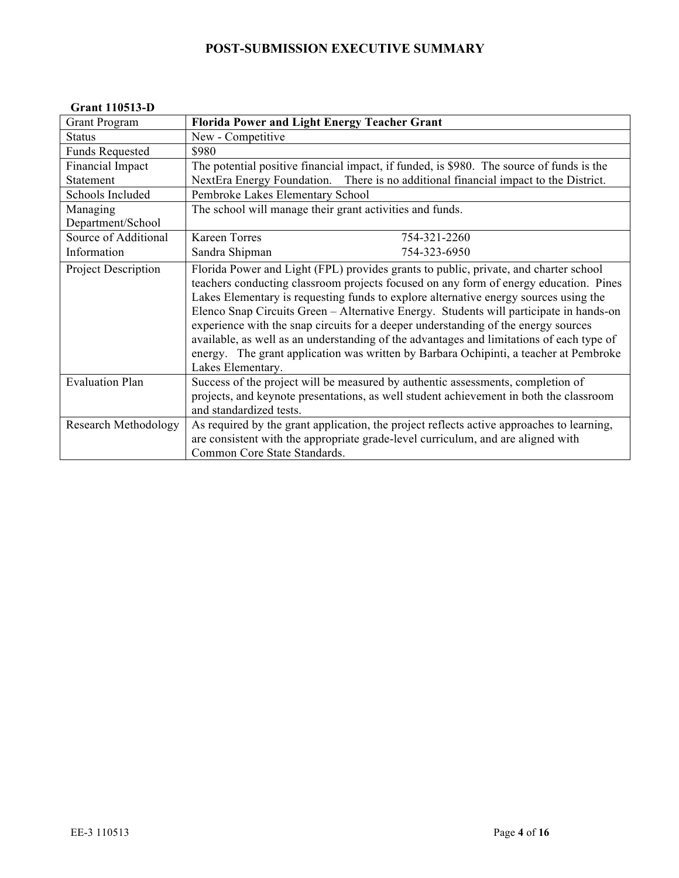# POST-SUBMISSION EXECUTIVE SUMMARY

**Grant 110513-D**

| Grant Program | **Florida Power and Light Energy Teacher Grant** |
|---|---|
| Status | New - Competitive |
| Funds Requested | $980 |
| Financial Impact Statement | The potential positive financial impact, if funded, is $980. The source of funds is the NextEra Energy Foundation. There is no additional financial impact to the District. |
| Schools Included | Pembroke Lakes Elementary School |
| Managing Department/School | The school will manage their grant activities and funds. |
| Source of Additional Information | Kareen Torres 754-321-2260<br>Sandra Shipman 754-323-6950 |
| Project Description | Florida Power and Light (FPL) provides grants to public, private, and charter school teachers conducting classroom projects focused on any form of energy education. Pines Lakes Elementary is requesting funds to explore alternative energy sources using the Elenco Snap Circuits Green – Alternative Energy. Students will participate in hands-on experience with the snap circuits for a deeper understanding of the energy sources available, as well as an understanding of the advantages and limitations of each type of energy. The grant application was written by Barbara Ochipinti, a teacher at Pembroke Lakes Elementary. |
| Evaluation Plan | Success of the project will be measured by authentic assessments, completion of projects, and keynote presentations, as well student achievement in both the classroom and standardized tests. |
| Research Methodology | As required by the grant application, the project reflects active approaches to learning, are consistent with the appropriate grade-level curriculum, and are aligned with Common Core State Standards. |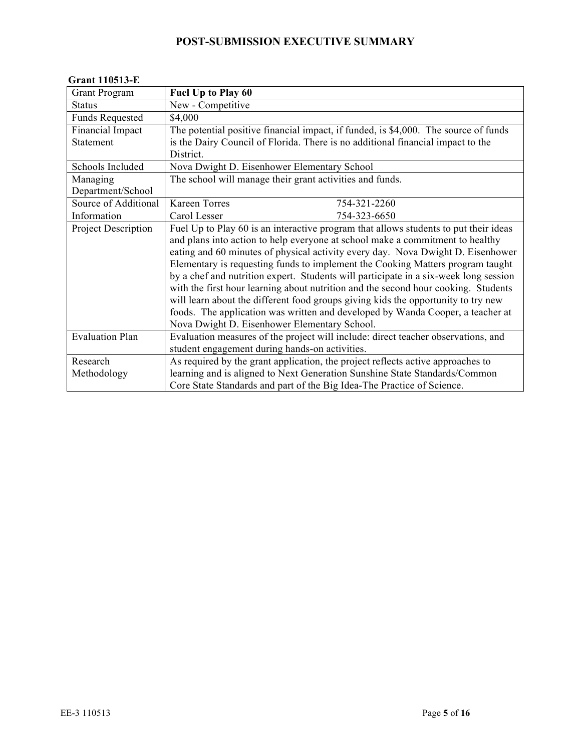# POST-SUBMISSION EXECUTIVE SUMMARY

**Grant 110513-E**

| Grant Program | **Fuel Up to Play 60** |
|---|---|
| Status | New - Competitive |
| Funds Requested | $4,000 |
| Financial Impact Statement | The potential positive financial impact, if funded, is $4,000. The source of funds is the Dairy Council of Florida. There is no additional financial impact to the District. |
| Schools Included | Nova Dwight D. Eisenhower Elementary School |
| Managing Department/School | The school will manage their grant activities and funds. |
| Source of Additional Information | Kareen Torres 754-321-2260<br>Carol Lesser 754-323-6650 |
| Project Description | Fuel Up to Play 60 is an interactive program that allows students to put their ideas and plans into action to help everyone at school make a commitment to healthy eating and 60 minutes of physical activity every day. Nova Dwight D. Eisenhower Elementary is requesting funds to implement the Cooking Matters program taught by a chef and nutrition expert. Students will participate in a six-week long session with the first hour learning about nutrition and the second hour cooking. Students will learn about the different food groups giving kids the opportunity to try new foods. The application was written and developed by Wanda Cooper, a teacher at Nova Dwight D. Eisenhower Elementary School. |
| Evaluation Plan | Evaluation measures of the project will include: direct teacher observations, and student engagement during hands-on activities. |
| Research Methodology | As required by the grant application, the project reflects active approaches to learning and is aligned to Next Generation Sunshine State Standards/Common Core State Standards and part of the Big Idea-The Practice of Science. |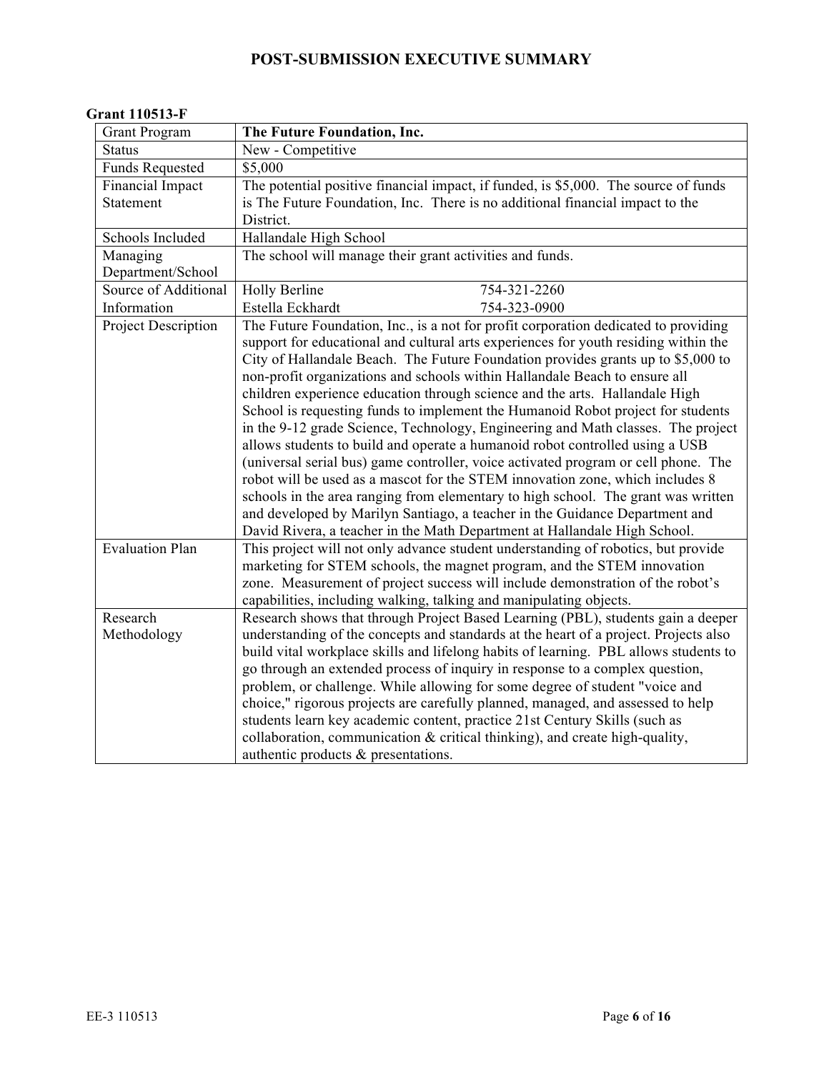# POST-SUBMISSION EXECUTIVE SUMMARY

**Grant 110513-F**

| Grant Program | **The Future Foundation, Inc.** |
|---|---|
| Status | New - Competitive |
| Funds Requested | $5,000 |
| Financial Impact Statement | The potential positive financial impact, if funded, is $5,000. The source of funds is The Future Foundation, Inc. There is no additional financial impact to the District. |
| Schools Included | Hallandale High School |
| Managing Department/School | The school will manage their grant activities and funds. |
| Source of Additional Information | Holly Berline 754-321-2260<br>Estella Eckhardt 754-323-0900 |
| Project Description | The Future Foundation, Inc., is a not for profit corporation dedicated to providing support for educational and cultural arts experiences for youth residing within the City of Hallandale Beach. The Future Foundation provides grants up to $5,000 to non-profit organizations and schools within Hallandale Beach to ensure all children experience education through science and the arts. Hallandale High School is requesting funds to implement the Humanoid Robot project for students in the 9-12 grade Science, Technology, Engineering and Math classes. The project allows students to build and operate a humanoid robot controlled using a USB (universal serial bus) game controller, voice activated program or cell phone. The robot will be used as a mascot for the STEM innovation zone, which includes 8 schools in the area ranging from elementary to high school. The grant was written and developed by Marilyn Santiago, a teacher in the Guidance Department and David Rivera, a teacher in the Math Department at Hallandale High School. |
| Evaluation Plan | This project will not only advance student understanding of robotics, but provide marketing for STEM schools, the magnet program, and the STEM innovation zone. Measurement of project success will include demonstration of the robot's capabilities, including walking, talking and manipulating objects. |
| Research Methodology | Research shows that through Project Based Learning (PBL), students gain a deeper understanding of the concepts and standards at the heart of a project. Projects also build vital workplace skills and lifelong habits of learning. PBL allows students to go through an extended process of inquiry in response to a complex question, problem, or challenge. While allowing for some degree of student "voice and choice," rigorous projects are carefully planned, managed, and assessed to help students learn key academic content, practice 21st Century Skills (such as collaboration, communication & critical thinking), and create high-quality, authentic products & presentations. |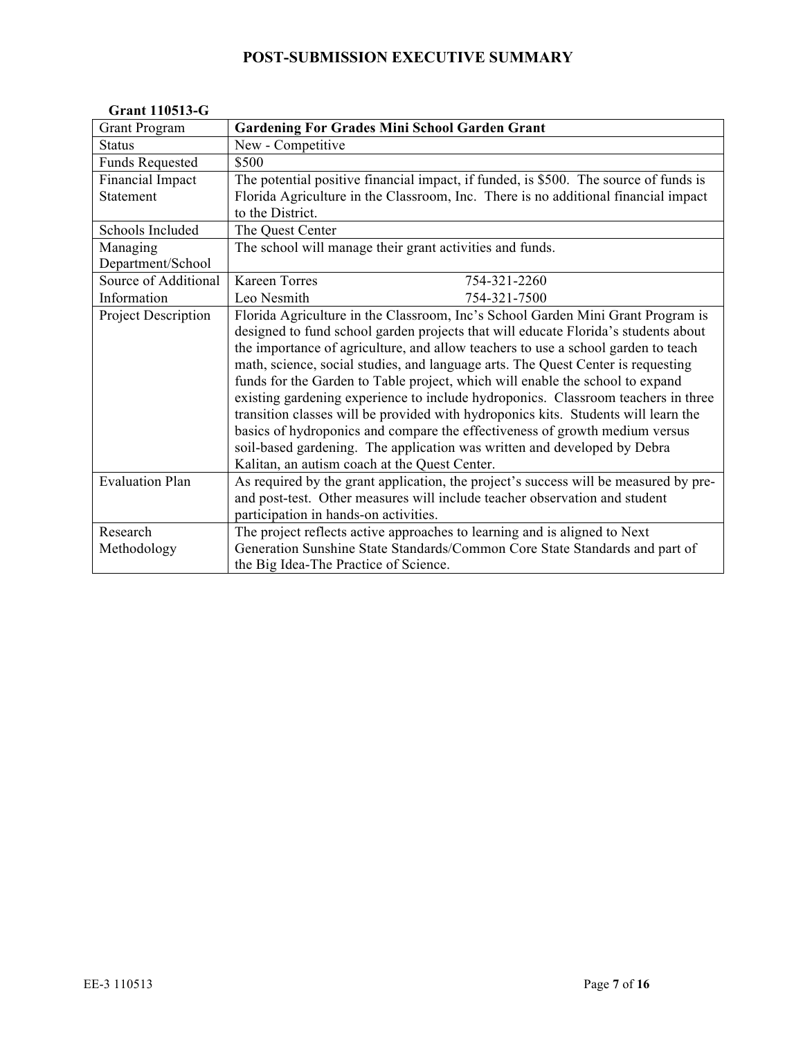# POST-SUBMISSION EXECUTIVE SUMMARY

**Grant 110513-G**

| Grant Program | **Gardening For Grades Mini School Garden Grant** |
|---|---|
| Status | New - Competitive |
| Funds Requested | $500 |
| Financial Impact Statement | The potential positive financial impact, if funded, is $500. The source of funds is Florida Agriculture in the Classroom, Inc. There is no additional financial impact to the District. |
| Schools Included | The Quest Center |
| Managing Department/School | The school will manage their grant activities and funds. |
| Source of Additional Information | Kareen Torres 754-321-2260<br>Leo Nesmith 754-321-7500 |
| Project Description | Florida Agriculture in the Classroom, Inc's School Garden Mini Grant Program is designed to fund school garden projects that will educate Florida's students about the importance of agriculture, and allow teachers to use a school garden to teach math, science, social studies, and language arts. The Quest Center is requesting funds for the Garden to Table project, which will enable the school to expand existing gardening experience to include hydroponics. Classroom teachers in three transition classes will be provided with hydroponics kits. Students will learn the basics of hydroponics and compare the effectiveness of growth medium versus soil-based gardening. The application was written and developed by Debra Kalitan, an autism coach at the Quest Center. |
| Evaluation Plan | As required by the grant application, the project's success will be measured by pre- and post-test. Other measures will include teacher observation and student participation in hands-on activities. |
| Research Methodology | The project reflects active approaches to learning and is aligned to Next Generation Sunshine State Standards/Common Core State Standards and part of the Big Idea-The Practice of Science. |

EE-3 110513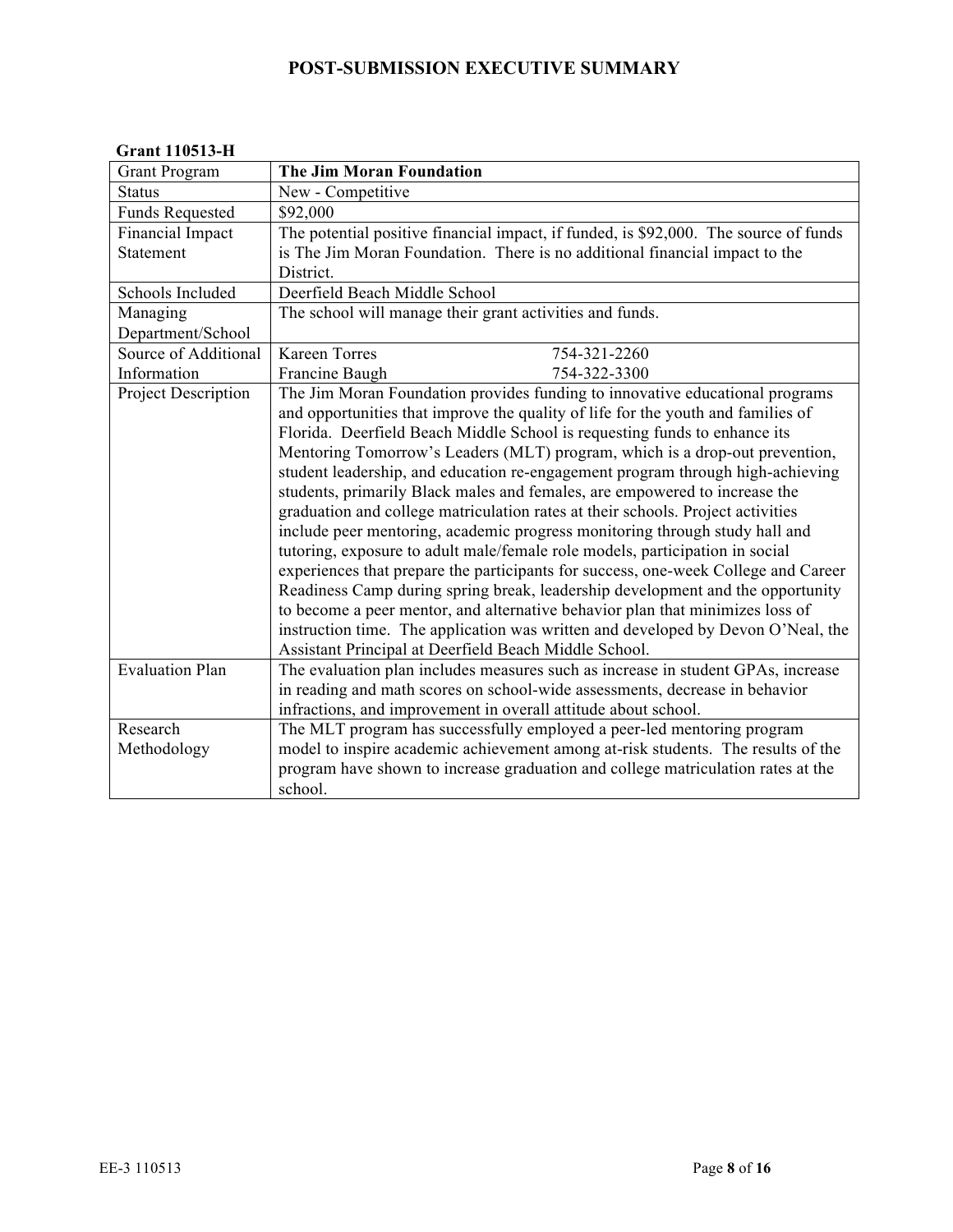# POST-SUBMISSION EXECUTIVE SUMMARY

**Grant 110513-H**

| Grant Program | **The Jim Moran Foundation** |
|---|---|
| Status | New - Competitive |
| Funds Requested | $92,000 |
| Financial Impact Statement | The potential positive financial impact, if funded, is $92,000. The source of funds is The Jim Moran Foundation. There is no additional financial impact to the District. |
| Schools Included | Deerfield Beach Middle School |
| Managing Department/School | The school will manage their grant activities and funds. |
| Source of Additional Information | Kareen Torres 754-321-2260<br>Francine Baugh 754-322-3300 |
| Project Description | The Jim Moran Foundation provides funding to innovative educational programs and opportunities that improve the quality of life for the youth and families of Florida. Deerfield Beach Middle School is requesting funds to enhance its Mentoring Tomorrow's Leaders (MLT) program, which is a drop-out prevention, student leadership, and education re-engagement program through high-achieving students, primarily Black males and females, are empowered to increase the graduation and college matriculation rates at their schools. Project activities include peer mentoring, academic progress monitoring through study hall and tutoring, exposure to adult male/female role models, participation in social experiences that prepare the participants for success, one-week College and Career Readiness Camp during spring break, leadership development and the opportunity to become a peer mentor, and alternative behavior plan that minimizes loss of instruction time. The application was written and developed by Devon O'Neal, the Assistant Principal at Deerfield Beach Middle School. |
| Evaluation Plan | The evaluation plan includes measures such as increase in student GPAs, increase in reading and math scores on school-wide assessments, decrease in behavior infractions, and improvement in overall attitude about school. |
| Research Methodology | The MLT program has successfully employed a peer-led mentoring program model to inspire academic achievement among at-risk students. The results of the program have shown to increase graduation and college matriculation rates at the school. |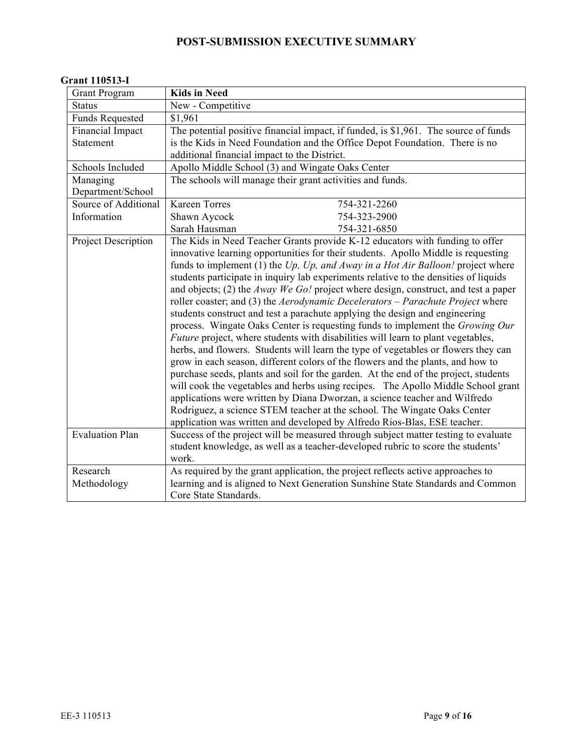# POST-SUBMISSION EXECUTIVE SUMMARY

**Grant 110513-I**

| Grant Program | **Kids in Need** |
|---|---|
| Status | New - Competitive |
| Funds Requested | $1,961 |
| Financial Impact Statement | The potential positive financial impact, if funded, is $1,961. The source of funds is the Kids in Need Foundation and the Office Depot Foundation. There is no additional financial impact to the District. |
| Schools Included | Apollo Middle School (3) and Wingate Oaks Center |
| Managing Department/School | The schools will manage their grant activities and funds. |
| Source of Additional Information | Kareen Torres 754-321-2260<br>Shawn Aycock 754-323-2900<br>Sarah Hausman 754-321-6850 |
| Project Description | The Kids in Need Teacher Grants provide K-12 educators with funding to offer innovative learning opportunities for their students. Apollo Middle is requesting funds to implement (1) the *Up, Up, and Away in a Hot Air Balloon!* project where students participate in inquiry lab experiments relative to the densities of liquids and objects; (2) the *Away We Go!* project where design, construct, and test a paper roller coaster; and (3) the *Aerodynamic Decelerators – Parachute Project* where students construct and test a parachute applying the design and engineering process. Wingate Oaks Center is requesting funds to implement the *Growing Our Future* project, where students with disabilities will learn to plant vegetables, herbs, and flowers. Students will learn the type of vegetables or flowers they can grow in each season, different colors of the flowers and the plants, and how to purchase seeds, plants and soil for the garden. At the end of the project, students will cook the vegetables and herbs using recipes. The Apollo Middle School grant applications were written by Diana Dworzan, a science teacher and Wilfredo Rodriguez, a science STEM teacher at the school. The Wingate Oaks Center application was written and developed by Alfredo Rios-Blas, ESE teacher. |
| Evaluation Plan | Success of the project will be measured through subject matter testing to evaluate student knowledge, as well as a teacher-developed rubric to score the students' work. |
| Research Methodology | As required by the grant application, the project reflects active approaches to learning and is aligned to Next Generation Sunshine State Standards and Common Core State Standards. |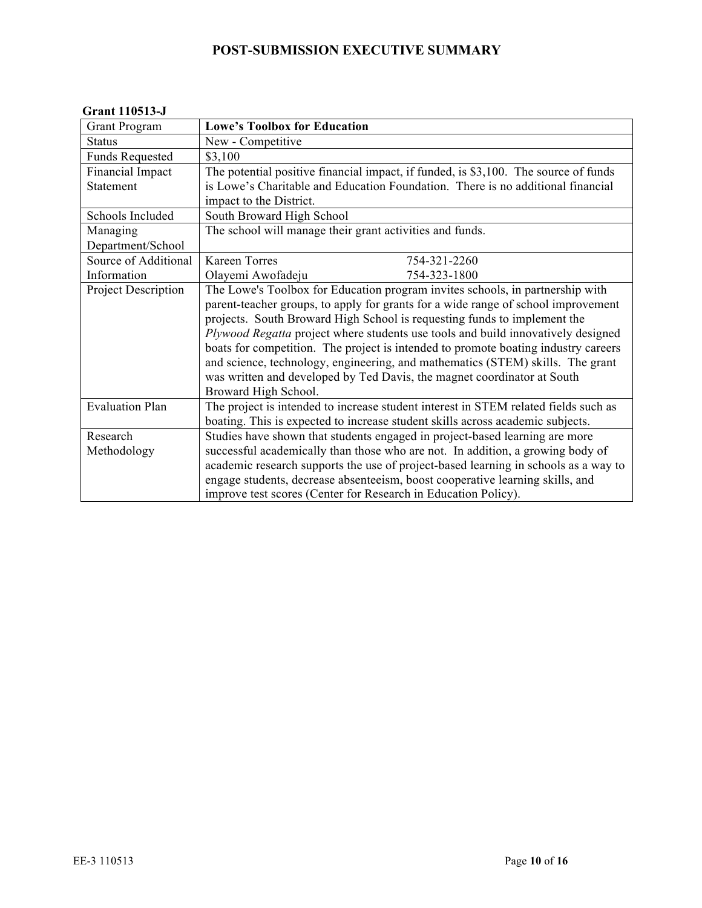# POST-SUBMISSION EXECUTIVE SUMMARY

**Grant 110513-J**

| Grant Program | **Lowe's Toolbox for Education** |
|---|---|
| Status | New - Competitive |
| Funds Requested | $3,100 |
| Financial Impact Statement | The potential positive financial impact, if funded, is $3,100. The source of funds is Lowe's Charitable and Education Foundation. There is no additional financial impact to the District. |
| Schools Included | South Broward High School |
| Managing Department/School | The school will manage their grant activities and funds. |
| Source of Additional Information | Kareen Torres 754-321-2260<br>Olayemi Awofadeju 754-323-1800 |
| Project Description | The Lowe's Toolbox for Education program invites schools, in partnership with parent-teacher groups, to apply for grants for a wide range of school improvement projects. South Broward High School is requesting funds to implement the *Plywood Regatta* project where students use tools and build innovatively designed boats for competition. The project is intended to promote boating industry careers and science, technology, engineering, and mathematics (STEM) skills. The grant was written and developed by Ted Davis, the magnet coordinator at South Broward High School. |
| Evaluation Plan | The project is intended to increase student interest in STEM related fields such as boating. This is expected to increase student skills across academic subjects. |
| Research Methodology | Studies have shown that students engaged in project-based learning are more successful academically than those who are not. In addition, a growing body of academic research supports the use of project-based learning in schools as a way to engage students, decrease absenteeism, boost cooperative learning skills, and improve test scores (Center for Research in Education Policy). |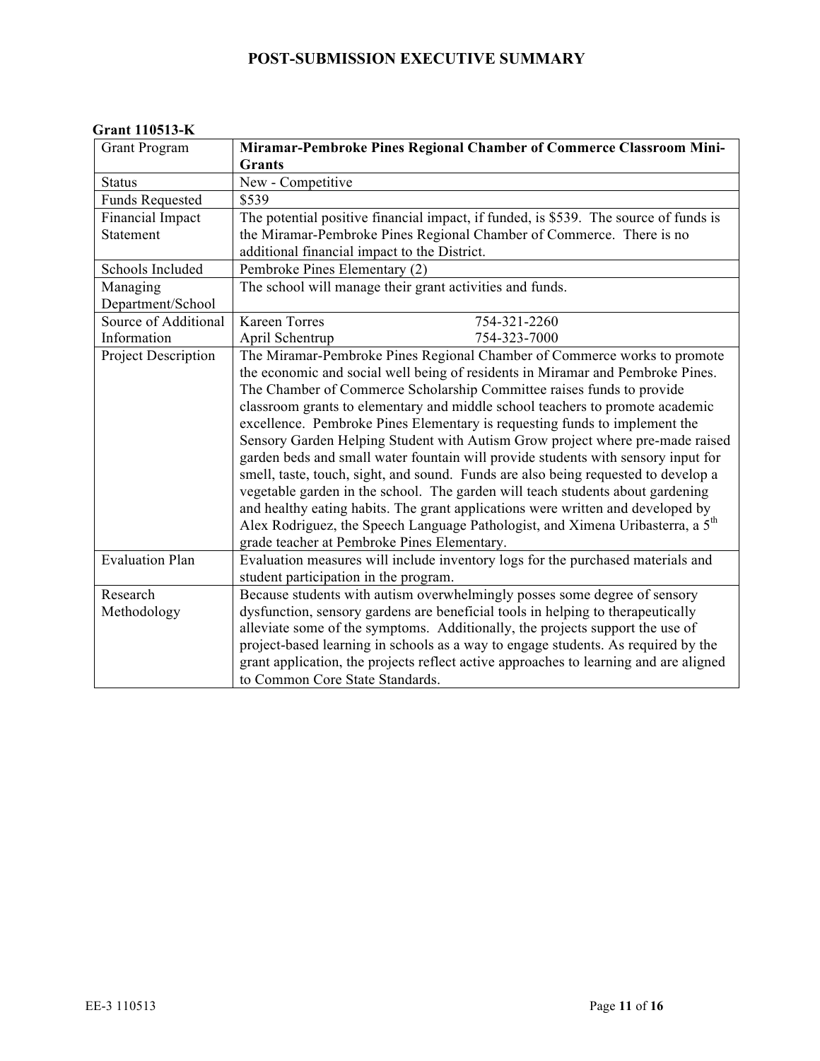# POST-SUBMISSION EXECUTIVE SUMMARY

**Grant 110513-K**

| Grant Program | **Miramar-Pembroke Pines Regional Chamber of Commerce Classroom Mini-Grants** |
|---|---|
| Status | New - Competitive |
| Funds Requested | $539 |
| Financial Impact Statement | The potential positive financial impact, if funded, is $539. The source of funds is the Miramar-Pembroke Pines Regional Chamber of Commerce. There is no additional financial impact to the District. |
| Schools Included | Pembroke Pines Elementary (2) |
| Managing Department/School | The school will manage their grant activities and funds. |
| Source of Additional Information | Kareen Torres 754-321-2260<br>April Schentrup 754-323-7000 |
| Project Description | The Miramar-Pembroke Pines Regional Chamber of Commerce works to promote the economic and social well being of residents in Miramar and Pembroke Pines. The Chamber of Commerce Scholarship Committee raises funds to provide classroom grants to elementary and middle school teachers to promote academic excellence. Pembroke Pines Elementary is requesting funds to implement the Sensory Garden Helping Student with Autism Grow project where pre-made raised garden beds and small water fountain will provide students with sensory input for smell, taste, touch, sight, and sound. Funds are also being requested to develop a vegetable garden in the school. The garden will teach students about gardening and healthy eating habits. The grant applications were written and developed by Alex Rodriguez, the Speech Language Pathologist, and Ximena Uribasterra, a 5th grade teacher at Pembroke Pines Elementary. |
| Evaluation Plan | Evaluation measures will include inventory logs for the purchased materials and student participation in the program. |
| Research Methodology | Because students with autism overwhelmingly posses some degree of sensory dysfunction, sensory gardens are beneficial tools in helping to therapeutically alleviate some of the symptoms. Additionally, the projects support the use of project-based learning in schools as a way to engage students. As required by the grant application, the projects reflect active approaches to learning and are aligned to Common Core State Standards. |

EE-3 110513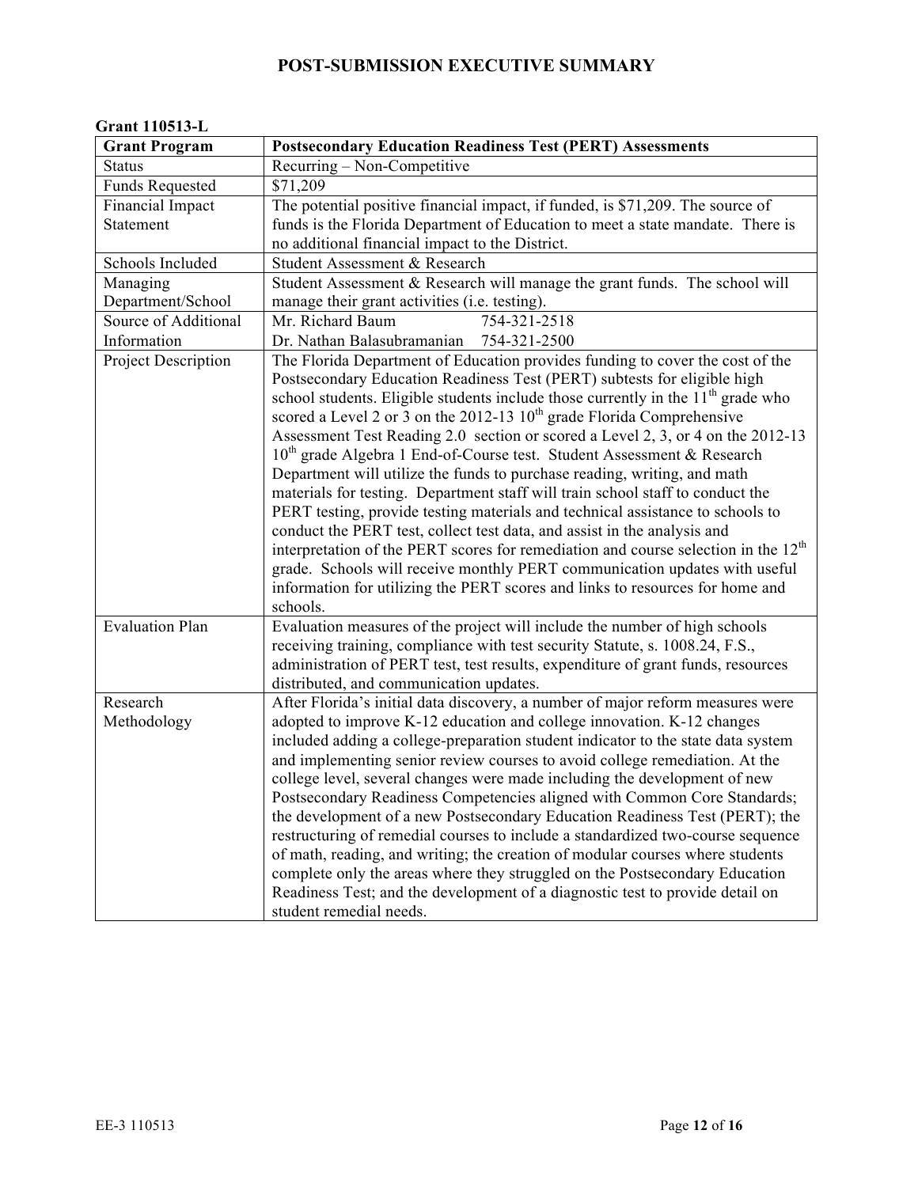# POST-SUBMISSION EXECUTIVE SUMMARY

**Grant 110513-L**

| **Grant Program** | **Postsecondary Education Readiness Test (PERT) Assessments** |
|---|---|
| Status | Recurring – Non-Competitive |
| Funds Requested | $71,209 |
| Financial Impact Statement | The potential positive financial impact, if funded, is $71,209. The source of funds is the Florida Department of Education to meet a state mandate. There is no additional financial impact to the District. |
| Schools Included | Student Assessment & Research |
| Managing Department/School | Student Assessment & Research will manage the grant funds. The school will manage their grant activities (i.e. testing). |
| Source of Additional Information | Mr. Richard Baum 754-321-2518<br>Dr. Nathan Balasubramanian 754-321-2500 |
| Project Description | The Florida Department of Education provides funding to cover the cost of the Postsecondary Education Readiness Test (PERT) subtests for eligible high school students. Eligible students include those currently in the 11th grade who scored a Level 2 or 3 on the 2012-13 10th grade Florida Comprehensive Assessment Test Reading 2.0 section or scored a Level 2, 3, or 4 on the 2012-13 10th grade Algebra 1 End-of-Course test. Student Assessment & Research Department will utilize the funds to purchase reading, writing, and math materials for testing. Department staff will train school staff to conduct the PERT testing, provide testing materials and technical assistance to schools to conduct the PERT test, collect test data, and assist in the analysis and interpretation of the PERT scores for remediation and course selection in the 12th grade. Schools will receive monthly PERT communication updates with useful information for utilizing the PERT scores and links to resources for home and schools. |
| Evaluation Plan | Evaluation measures of the project will include the number of high schools receiving training, compliance with test security Statute, s. 1008.24, F.S., administration of PERT test, test results, expenditure of grant funds, resources distributed, and communication updates. |
| Research Methodology | After Florida's initial data discovery, a number of major reform measures were adopted to improve K-12 education and college innovation. K-12 changes included adding a college-preparation student indicator to the state data system and implementing senior review courses to avoid college remediation. At the college level, several changes were made including the development of new Postsecondary Readiness Competencies aligned with Common Core Standards; the development of a new Postsecondary Education Readiness Test (PERT); the restructuring of remedial courses to include a standardized two-course sequence of math, reading, and writing; the creation of modular courses where students complete only the areas where they struggled on the Postsecondary Education Readiness Test; and the development of a diagnostic test to provide detail on student remedial needs. |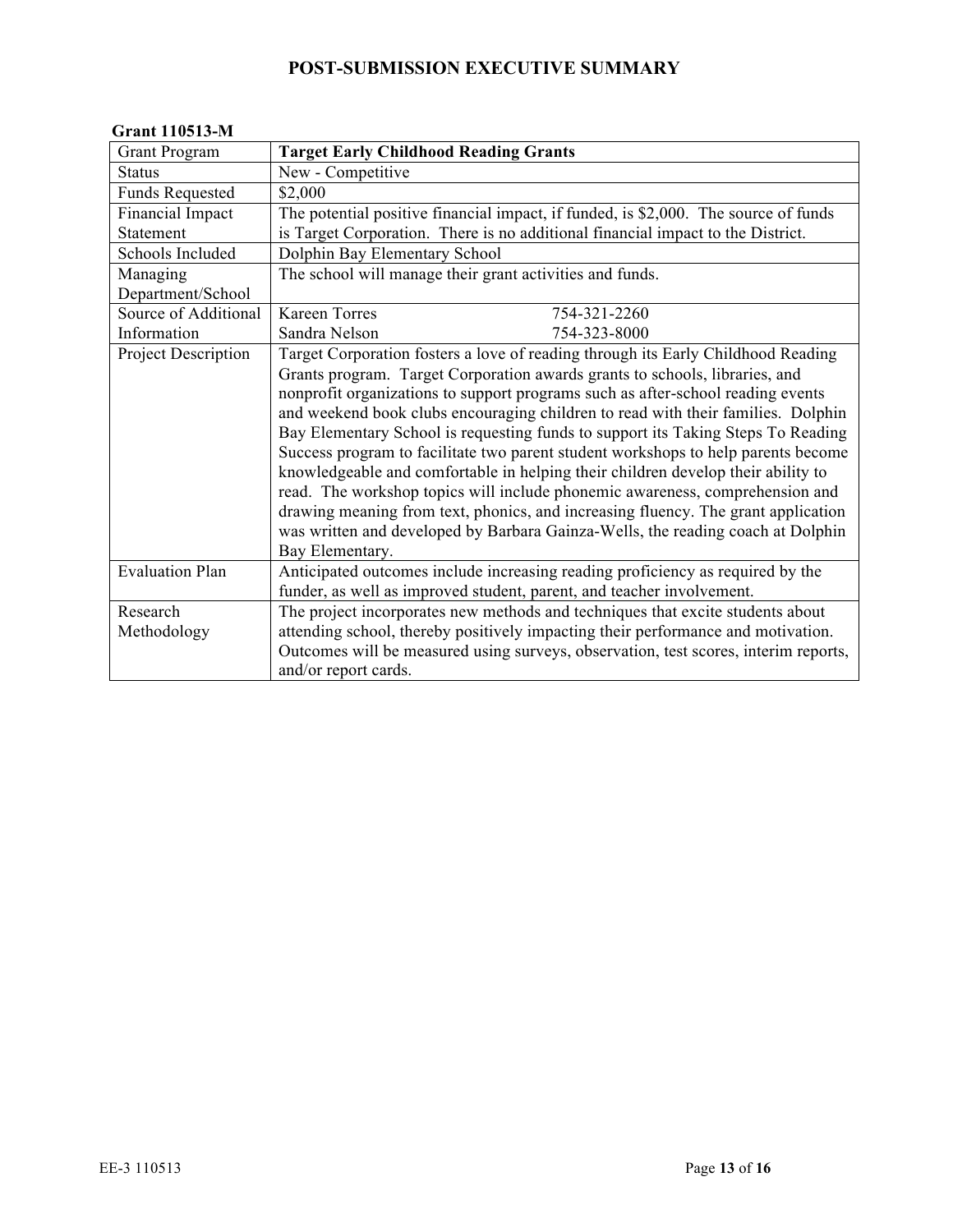# POST-SUBMISSION EXECUTIVE SUMMARY

**Grant 110513-M**

| Grant Program | **Target Early Childhood Reading Grants** |
|---|---|
| Status | New - Competitive |
| Funds Requested | $2,000 |
| Financial Impact Statement | The potential positive financial impact, if funded, is $2,000. The source of funds is Target Corporation. There is no additional financial impact to the District. |
| Schools Included | Dolphin Bay Elementary School |
| Managing Department/School | The school will manage their grant activities and funds. |
| Source of Additional Information | Kareen Torres 754-321-2260<br>Sandra Nelson 754-323-8000 |
| Project Description | Target Corporation fosters a love of reading through its Early Childhood Reading Grants program. Target Corporation awards grants to schools, libraries, and nonprofit organizations to support programs such as after-school reading events and weekend book clubs encouraging children to read with their families. Dolphin Bay Elementary School is requesting funds to support its Taking Steps To Reading Success program to facilitate two parent student workshops to help parents become knowledgeable and comfortable in helping their children develop their ability to read. The workshop topics will include phonemic awareness, comprehension and drawing meaning from text, phonics, and increasing fluency. The grant application was written and developed by Barbara Gainza-Wells, the reading coach at Dolphin Bay Elementary. |
| Evaluation Plan | Anticipated outcomes include increasing reading proficiency as required by the funder, as well as improved student, parent, and teacher involvement. |
| Research Methodology | The project incorporates new methods and techniques that excite students about attending school, thereby positively impacting their performance and motivation. Outcomes will be measured using surveys, observation, test scores, interim reports, and/or report cards. |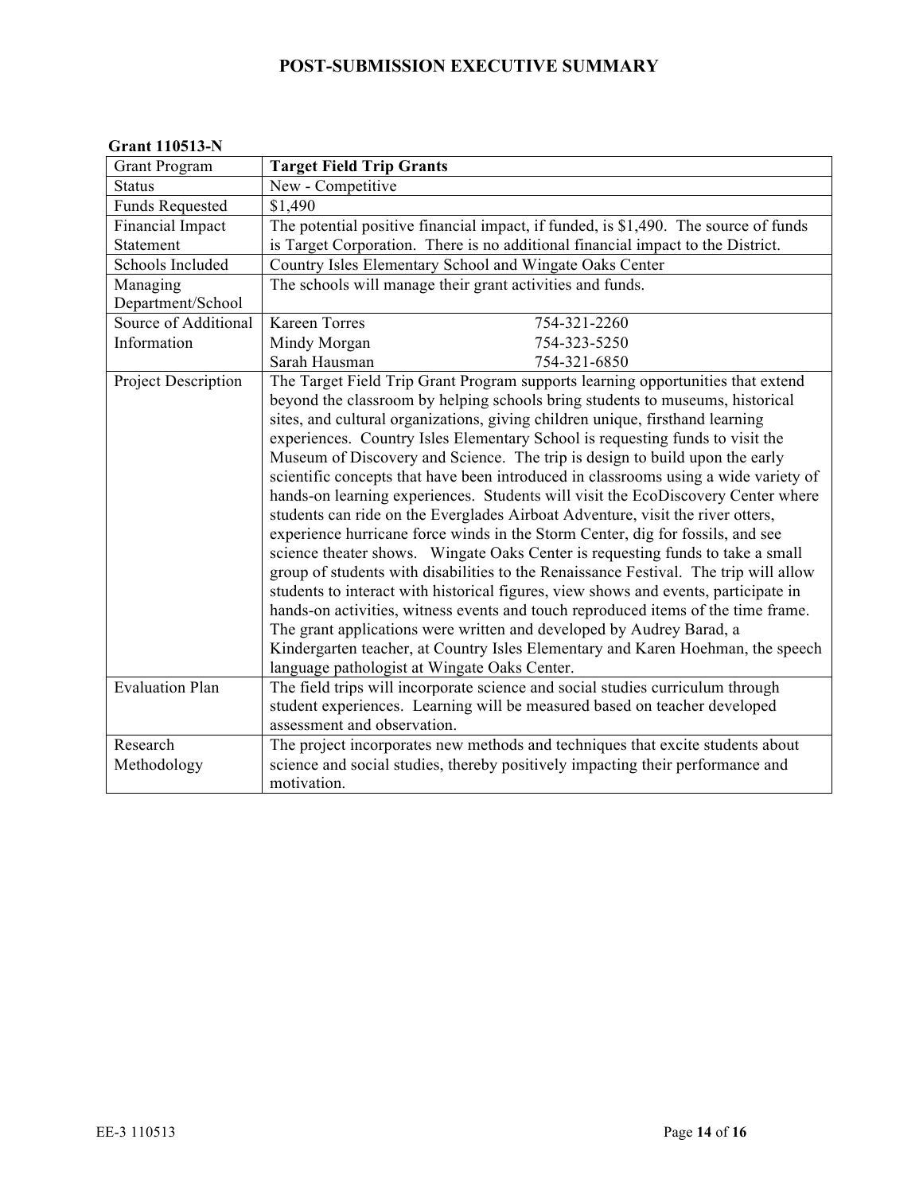# POST-SUBMISSION EXECUTIVE SUMMARY

**Grant 110513-N**

| Grant Program | **Target Field Trip Grants** |
|---|---|
| Status | New - Competitive |
| Funds Requested | $1,490 |
| Financial Impact Statement | The potential positive financial impact, if funded, is $1,490. The source of funds is Target Corporation. There is no additional financial impact to the District. |
| Schools Included | Country Isles Elementary School and Wingate Oaks Center |
| Managing Department/School | The schools will manage their grant activities and funds. |
| Source of Additional Information | Kareen Torres 754-321-2260<br>Mindy Morgan 754-323-5250<br>Sarah Hausman 754-321-6850 |
| Project Description | The Target Field Trip Grant Program supports learning opportunities that extend beyond the classroom by helping schools bring students to museums, historical sites, and cultural organizations, giving children unique, firsthand learning experiences. Country Isles Elementary School is requesting funds to visit the Museum of Discovery and Science. The trip is design to build upon the early scientific concepts that have been introduced in classrooms using a wide variety of hands-on learning experiences. Students will visit the EcoDiscovery Center where students can ride on the Everglades Airboat Adventure, visit the river otters, experience hurricane force winds in the Storm Center, dig for fossils, and see science theater shows. Wingate Oaks Center is requesting funds to take a small group of students with disabilities to the Renaissance Festival. The trip will allow students to interact with historical figures, view shows and events, participate in hands-on activities, witness events and touch reproduced items of the time frame. The grant applications were written and developed by Audrey Barad, a Kindergarten teacher, at Country Isles Elementary and Karen Hoehman, the speech language pathologist at Wingate Oaks Center. |
| Evaluation Plan | The field trips will incorporate science and social studies curriculum through student experiences. Learning will be measured based on teacher developed assessment and observation. |
| Research Methodology | The project incorporates new methods and techniques that excite students about science and social studies, thereby positively impacting their performance and motivation. |

EE-3 110513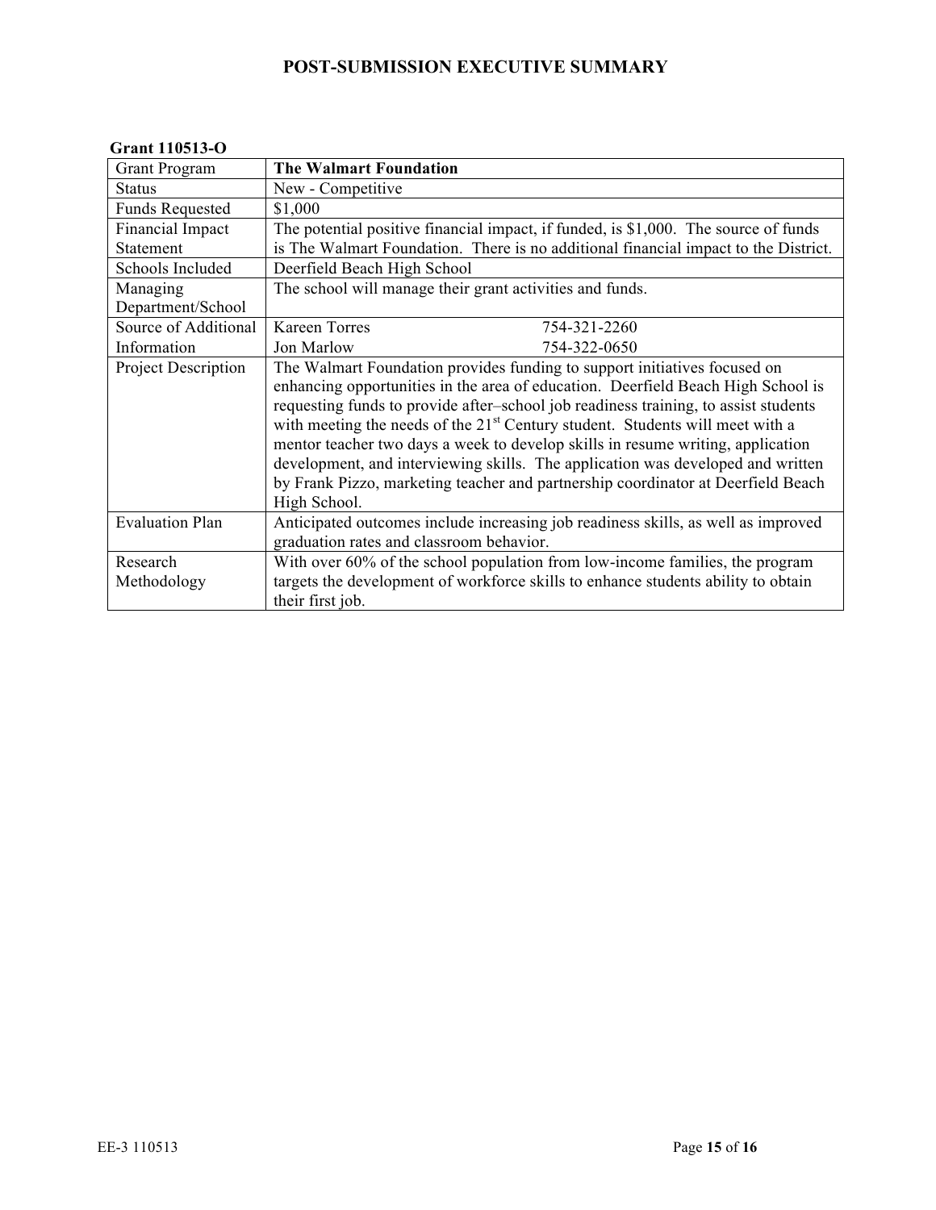# POST-SUBMISSION EXECUTIVE SUMMARY

**Grant 110513-O**

| Grant Program | **The Walmart Foundation** |
|---|---|
| Status | New - Competitive |
| Funds Requested | $1,000 |
| Financial Impact Statement | The potential positive financial impact, if funded, is $1,000. The source of funds is The Walmart Foundation. There is no additional financial impact to the District. |
| Schools Included | Deerfield Beach High School |
| Managing Department/School | The school will manage their grant activities and funds. |
| Source of Additional Information | Kareen Torres 754-321-2260<br>Jon Marlow 754-322-0650 |
| Project Description | The Walmart Foundation provides funding to support initiatives focused on enhancing opportunities in the area of education. Deerfield Beach High School is requesting funds to provide after–school job readiness training, to assist students with meeting the needs of the 21st Century student. Students will meet with a mentor teacher two days a week to develop skills in resume writing, application development, and interviewing skills. The application was developed and written by Frank Pizzo, marketing teacher and partnership coordinator at Deerfield Beach High School. |
| Evaluation Plan | Anticipated outcomes include increasing job readiness skills, as well as improved graduation rates and classroom behavior. |
| Research Methodology | With over 60% of the school population from low-income families, the program targets the development of workforce skills to enhance students ability to obtain their first job. |

EE-3 110513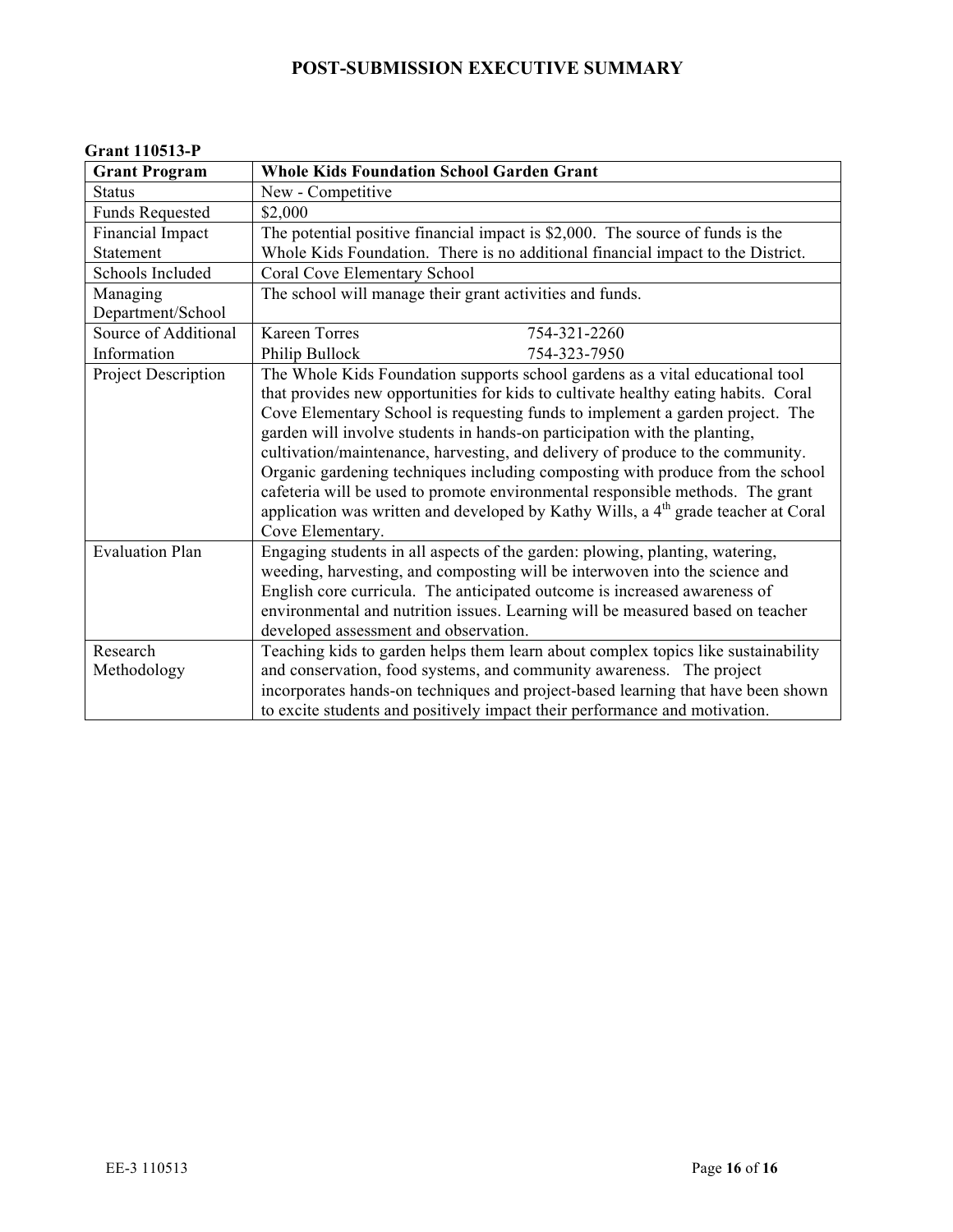# POST-SUBMISSION EXECUTIVE SUMMARY

**Grant 110513-P**

| **Grant Program** | **Whole Kids Foundation School Garden Grant** |
|---|---|
| Status | New - Competitive |
| Funds Requested | $2,000 |
| Financial Impact Statement | The potential positive financial impact is $2,000. The source of funds is the Whole Kids Foundation. There is no additional financial impact to the District. |
| Schools Included | Coral Cove Elementary School |
| Managing Department/School | The school will manage their grant activities and funds. |
| Source of Additional Information | Kareen Torres 754-321-2260<br>Philip Bullock 754-323-7950 |
| Project Description | The Whole Kids Foundation supports school gardens as a vital educational tool that provides new opportunities for kids to cultivate healthy eating habits. Coral Cove Elementary School is requesting funds to implement a garden project. The garden will involve students in hands-on participation with the planting, cultivation/maintenance, harvesting, and delivery of produce to the community. Organic gardening techniques including composting with produce from the school cafeteria will be used to promote environmental responsible methods. The grant application was written and developed by Kathy Wills, a 4th grade teacher at Coral Cove Elementary. |
| Evaluation Plan | Engaging students in all aspects of the garden: plowing, planting, watering, weeding, harvesting, and composting will be interwoven into the science and English core curricula. The anticipated outcome is increased awareness of environmental and nutrition issues. Learning will be measured based on teacher developed assessment and observation. |
| Research Methodology | Teaching kids to garden helps them learn about complex topics like sustainability and conservation, food systems, and community awareness. The project incorporates hands-on techniques and project-based learning that have been shown to excite students and positively impact their performance and motivation. |

EE-3 110513